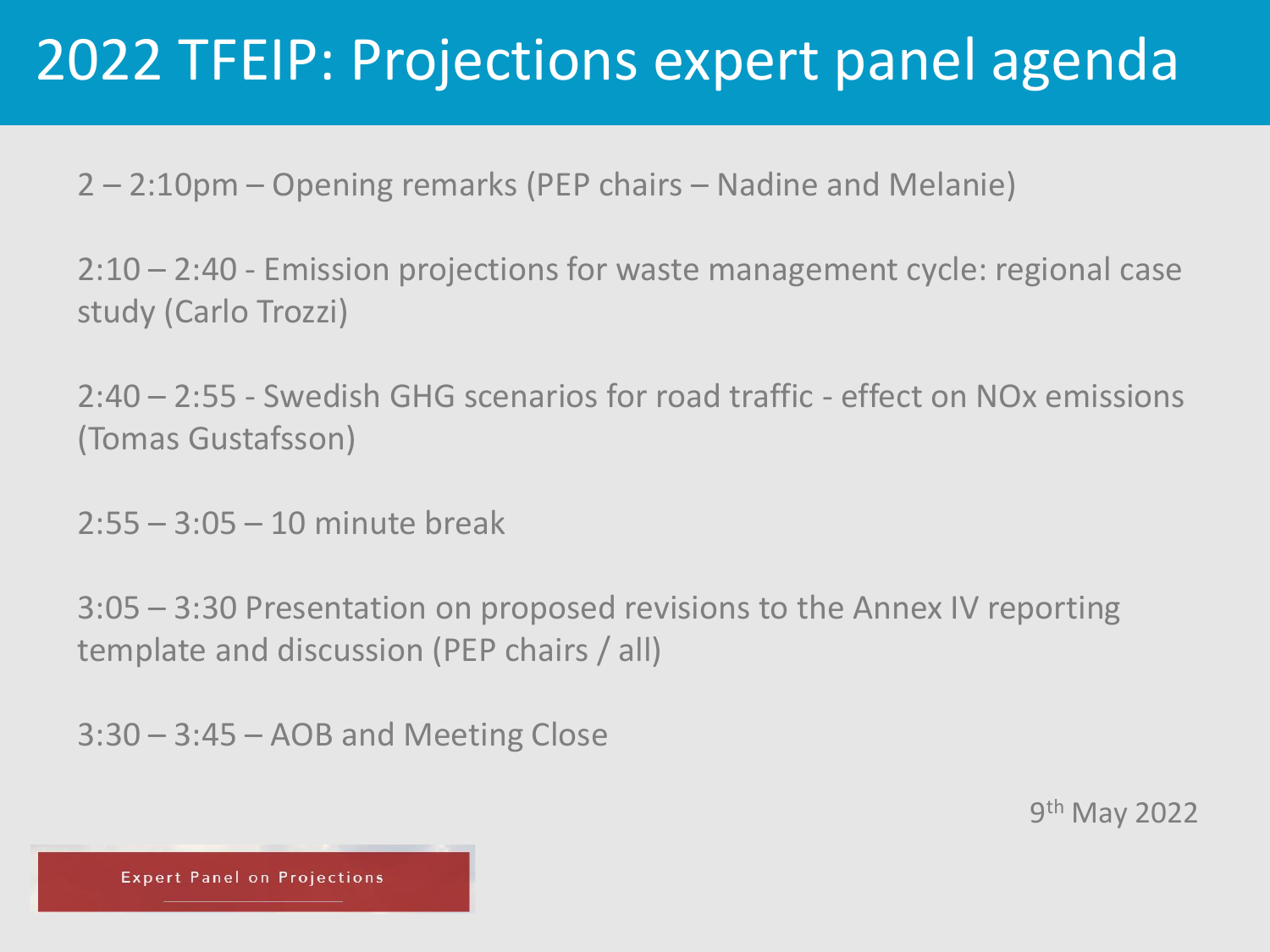# 2022 TFEIP: Projections expert panel agenda

2 – 2:10pm – Opening remarks (PEP chairs – Nadine and Melanie)

2:10 – 2:40 - Emission projections for waste management cycle: regional case study (Carlo Trozzi)

2:40 – 2:55 - Swedish GHG scenarios for road traffic - effect on NOx emissions (Tomas Gustafsson)

2:55 – 3:05 – 10 minute break

3:05 – 3:30 Presentation on proposed revisions to the Annex IV reporting template and discussion (PEP chairs / all)

3:30 – 3:45 – AOB and Meeting Close

9th May 2022

Expert Panel on Projections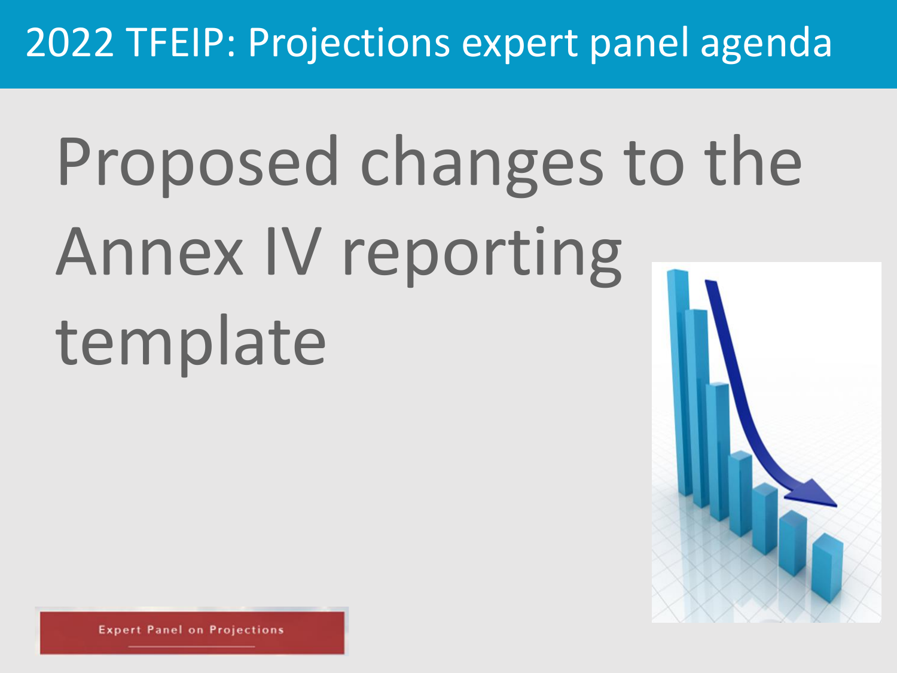# 2022 TFEIP: Projections expert panel agenda

## Proposed changes to the Annex IV reporting template

Expert Panel on Projections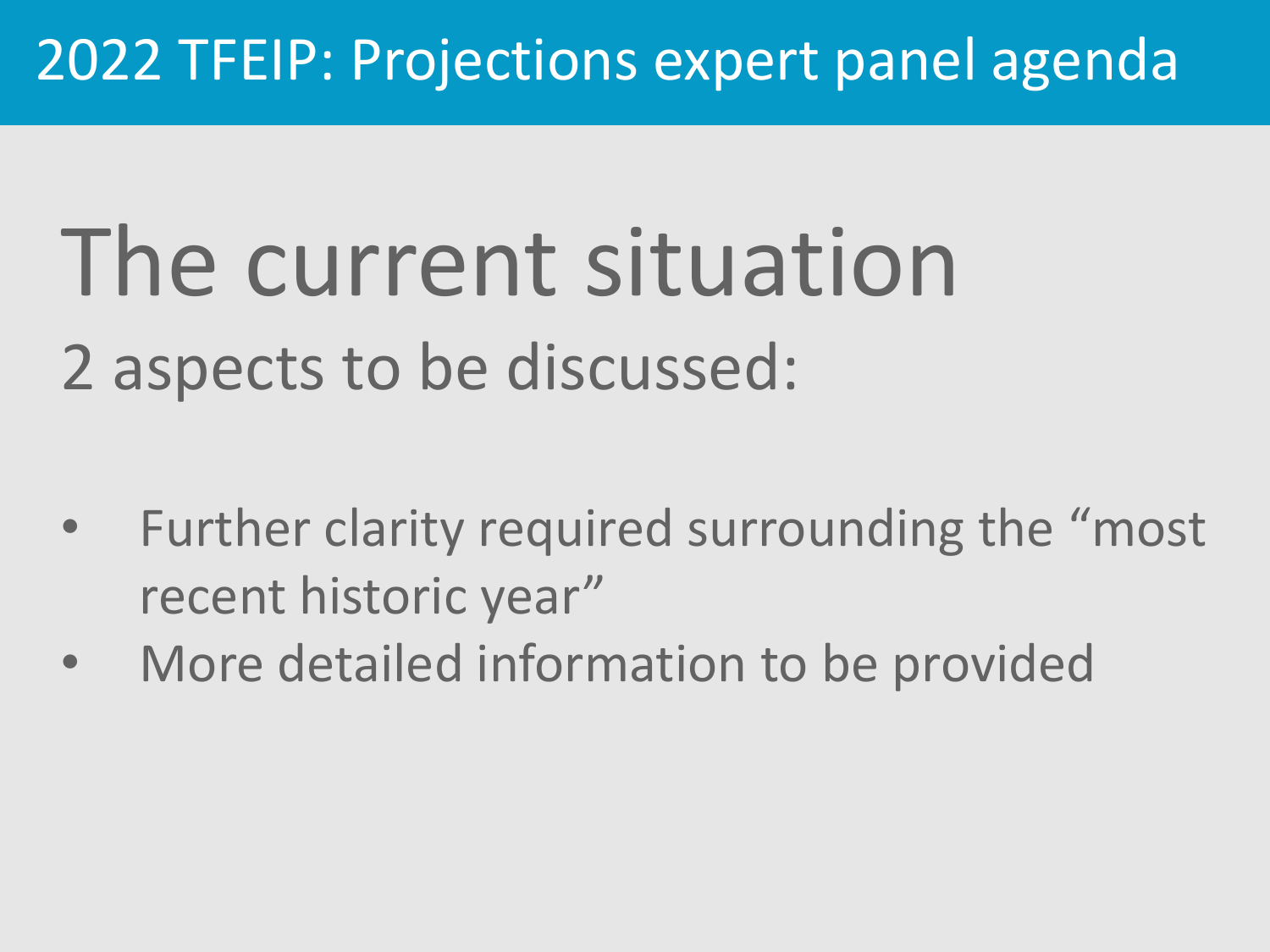# 2022 TFEIP: Projections expert panel agenda

## The current situation

2 aspects to be discussed:

- Further clarity required surrounding the "most recent historic year"
- More detailed information to be provided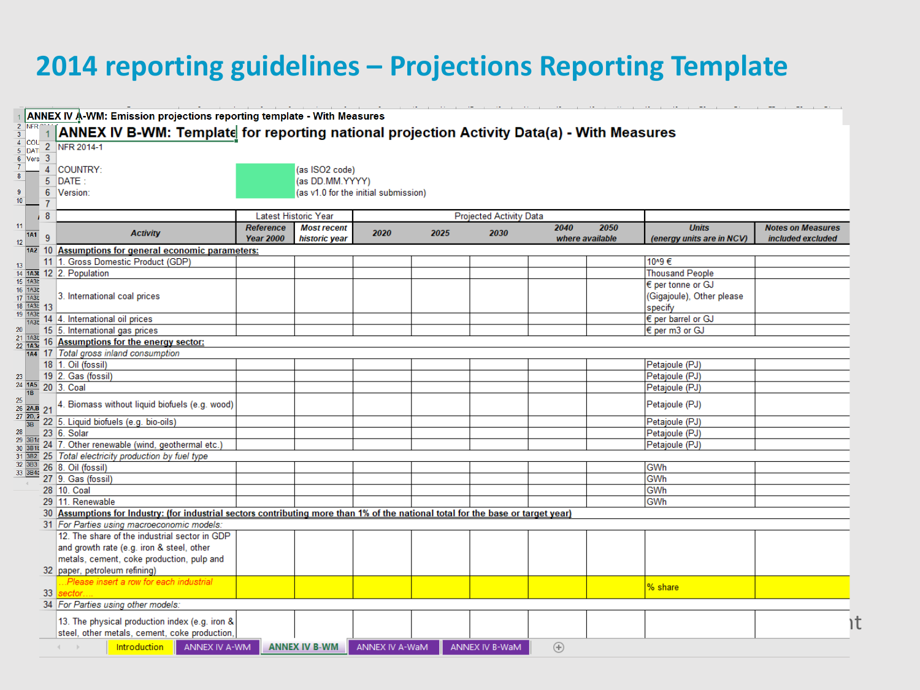# 2014 reporting guidelines – Projections Reporting Template

ANNEX IV A-WM: Emission projections reporting template - With Measures

## ANNEX IV B-WM: Template for reporting national projection Activity Data(a) - With Measures

NFR 2014-1

COUNTRY: (as ISO2 code)
DATE : (as DD.MM.YYYY)
Version: (as v1.0 for the initial submission)

| Activity | Latest Historic Year: Reference Year 2000 | Latest Historic Year: Most recent historic year | Projected Activity Data: 2020 | 2025 | 2030 | 2040 | 2050 where available | Units (energy units are in NCV) | Notes on Measures included excluded |
|---|---|---|---|---|---|---|---|---|---|
| **Assumptions for general economic parameters:** | | | | | | | | | |
| 1. Gross Domestic Product (GDP) | | | | | | | | 10^9 € | |
| 2. Population | | | | | | | | Thousand People | |
| 3. International coal prices | | | | | | | | € per tonne or GJ (Gigajoule), Other please specify | |
| 4. International oil prices | | | | | | | | € per barrel or GJ | |
| 5. International gas prices | | | | | | | | € per m3 or GJ | |
| **Assumptions for the energy sector:** | | | | | | | | | |
| *Total gross inland consumption* | | | | | | | | | |
| 1. Oil (fossil) | | | | | | | | Petajoule (PJ) | |
| 2. Gas (fossil) | | | | | | | | Petajoule (PJ) | |
| 3. Coal | | | | | | | | Petajoule (PJ) | |
| 4. Biomass without liquid biofuels (e.g. wood) | | | | | | | | Petajoule (PJ) | |
| 5. Liquid biofuels (e.g. bio-oils) | | | | | | | | Petajoule (PJ) | |
| 6. Solar | | | | | | | | Petajoule (PJ) | |
| 7. Other renewable (wind, geothermal etc.) | | | | | | | | Petajoule (PJ) | |
| *Total electricity production by fuel type* | | | | | | | | | |
| 8. Oil (fossil) | | | | | | | | GWh | |
| 9. Gas (fossil) | | | | | | | | GWh | |
| 10. Coal | | | | | | | | GWh | |
| 11. Renewable | | | | | | | | GWh | |
| **Assumptions for Industry: (for industrial sectors contributing more than 1% of the national total for the base or target year)** | | | | | | | | | |
| *For Parties using macroeconomic models:* | | | | | | | | | |
| 12. The share of the industrial sector in GDP and growth rate (e.g. iron & steel, other metals, cement, coke production, pulp and paper, petroleum refining) | | | | | | | | | |
| *...Please insert a row for each industrial sector....* | | | | | | | | % share | |
| *For Parties using other models:* | | | | | | | | | |
| 13. The physical production index (e.g. iron & steel, other metals, cement, coke production, | | | | | | | | | |

Introduction | ANNEX IV A-WM | ANNEX IV B-WM | ANNEX IV A-WaM | ANNEX IV B-WaM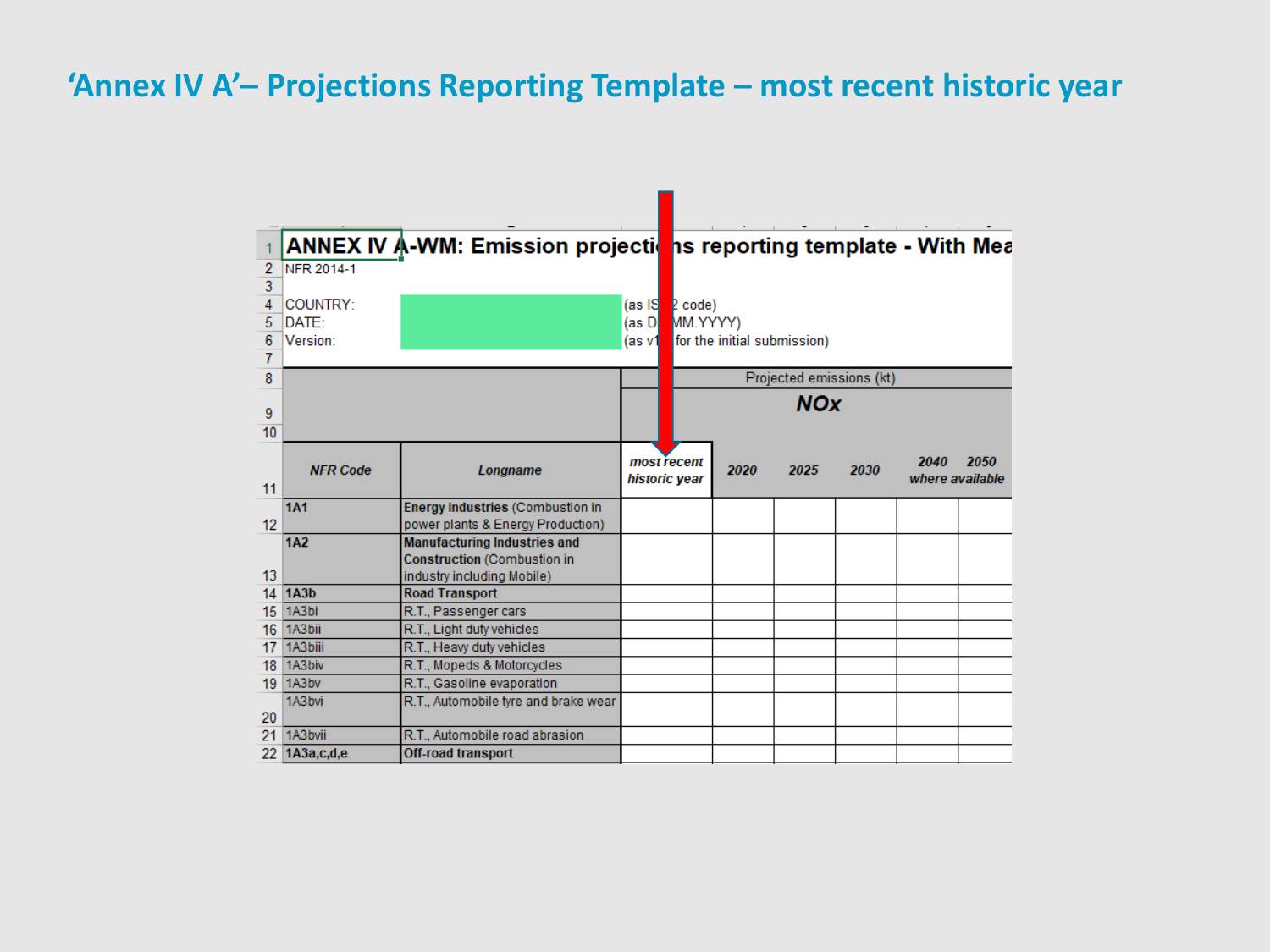# 'Annex IV A'– Projections Reporting Template – most recent historic year

**ANNEX IV A-WM: Emission projections reporting template - With Mea**

NFR 2014-1

COUNTRY: (as ISO2 code)

DATE: (as DD.MM.YYYY)

Version: (as v1 for the initial submission)

| | | Projected emissions (kt) | | | | | |
|---|---|---|---|---|---|---|---|
| | | ***NOx*** | | | | | |
| ***NFR Code*** | ***Longname*** | ***most recent historic year*** | ***2020*** | ***2025*** | ***2030*** | ***2040 where available*** | ***2050 where available*** |
| **1A1** | **Energy industries** (Combustion in power plants & Energy Production) | | | | | | |
| **1A2** | **Manufacturing Industries and Construction** (Combustion in industry including Mobile) | | | | | | |
| **1A3b** | **Road Transport** | | | | | | |
| 1A3bi | R.T., Passenger cars | | | | | | |
| 1A3bii | R.T., Light duty vehicles | | | | | | |
| 1A3biii | R.T., Heavy duty vehicles | | | | | | |
| 1A3biv | R.T., Mopeds & Motorcycles | | | | | | |
| 1A3bv | R.T., Gasoline evaporation | | | | | | |
| 1A3bvi | R.T., Automobile tyre and brake wear | | | | | | |
| 1A3bvii | R.T., Automobile road abrasion | | | | | | |
| **1A3a,c,d,e** | **Off-road transport** | | | | | | |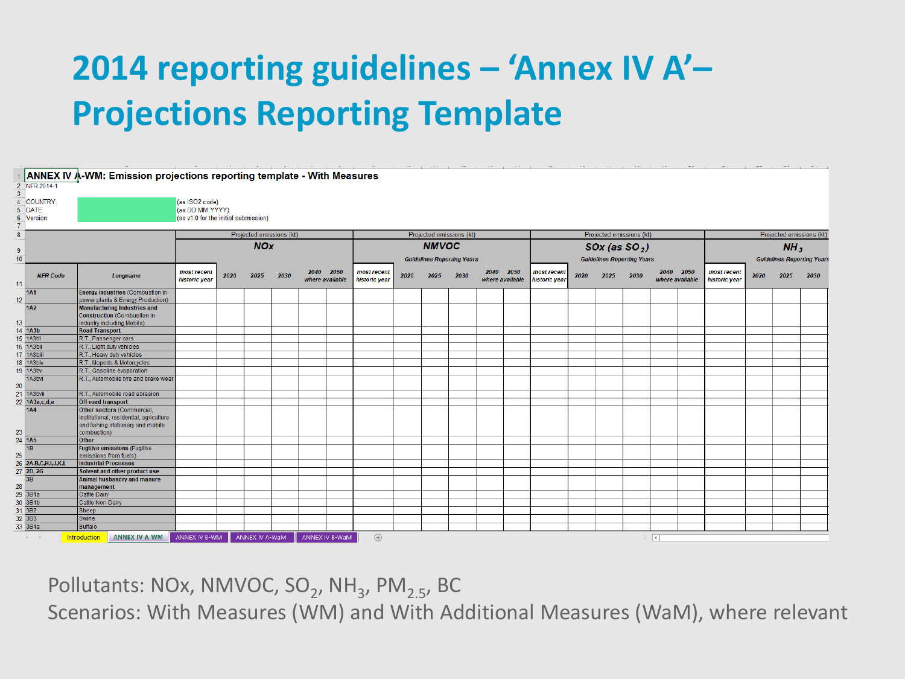# 2014 reporting guidelines – 'Annex IV A'– Projections Reporting Template

**ANNEX IV A-WM: Emission projections reporting template - With Measures**

NFR 2014-1

COUNTRY: (as ISO2 code)
DATE: (as DD.MM.YYYY)
Version: (as v1.0 for the initial submission)

| | | Projected emissions (kt) | | | | | | Projected emissions (kt) | | | | | | Projected emissions (kt) | | | | | | Projected emissions (kt) | | |
|---|---|---|---|---|---|---|---|---|---|---|---|---|---|---|---|---|---|---|---|---|---|---|
| | | NOx | | | | | | NMVOC | | | | | | SOx (as $SO_2$) | | | | | | $NH_3$ | | |
| | | | | | | | | Guidelines Reporting Years | | | | | | Guidelines Reporting Years | | | | | | Guidelines Reporting Years | | |
| NFR Code | Longname | most recent historic year | 2020 | 2025 | 2030 | 2040 where available | 2050 | most recent historic year | 2020 | 2025 | 2030 | 2040 where available | 2050 | most recent historic year | 2020 | 2025 | 2030 | 2040 where available | 2050 | most recent historic year | 2020 | 2025 | 2030 |
| 1A1 | Energy industries (Combustion in power plants & Energy Production) | | | | | | | | | | | | | | | | | | | | | | |
| 1A2 | Manufacturing Industries and Construction (Combustion in industry including Mobile) | | | | | | | | | | | | | | | | | | | | | | |
| 1A3b | Road Transport | | | | | | | | | | | | | | | | | | | | | | |
| 1A3bi | R.T., Passenger cars | | | | | | | | | | | | | | | | | | | | | | |
| 1A3bii | R.T., Light duty vehicles | | | | | | | | | | | | | | | | | | | | | | |
| 1A3biii | R.T., Heavy duty vehicles | | | | | | | | | | | | | | | | | | | | | | |
| 1A3biv | R.T., Mopeds & Motorcycles | | | | | | | | | | | | | | | | | | | | | | |
| 1A3bv | R.T., Gasoline evaporation | | | | | | | | | | | | | | | | | | | | | | |
| 1A3bvi | R.T., Automobile tyre and brake wear | | | | | | | | | | | | | | | | | | | | | | |
| 1A3bvii | R.T., Automobile road abrasion | | | | | | | | | | | | | | | | | | | | | | |
| 1A3a,c,d,e | Off-road transport | | | | | | | | | | | | | | | | | | | | | | |
| 1A4 | Other sectors (Commercial, institutional, residential, agriculture and fishing stationary and mobile combustion) | | | | | | | | | | | | | | | | | | | | | | |
| 1A5 | Other | | | | | | | | | | | | | | | | | | | | | | |
| 1B | Fugitive emissions (Fugitive emissions from fuels) | | | | | | | | | | | | | | | | | | | | | | |
| 2A,B,C,H,I,J,K,L | Industrial Processes | | | | | | | | | | | | | | | | | | | | | | |
| 2D, 2G | Solvent and other product use | | | | | | | | | | | | | | | | | | | | | | |
| 3B | Animal husbandry and manure management | | | | | | | | | | | | | | | | | | | | | | |
| 3B1a | Cattle Dairy | | | | | | | | | | | | | | | | | | | | | | |
| 3B1b | Cattle Non-Dairy | | | | | | | | | | | | | | | | | | | | | | |
| 3B2 | Sheep | | | | | | | | | | | | | | | | | | | | | | |
| 3B3 | Swine | | | | | | | | | | | | | | | | | | | | | | |
| 3B4a | Buffalo | | | | | | | | | | | | | | | | | | | | | | |

Sheets: Introduction | ANNEX IV A-WM | ANNEX IV B-WM | ANNEX IV A-WaM | ANNEX IV B-WaM

Pollutants: NOx, NMVOC, $SO_2$, $NH_3$, $PM_{2.5}$, BC
Scenarios: With Measures (WM) and With Additional Measures (WaM), where relevant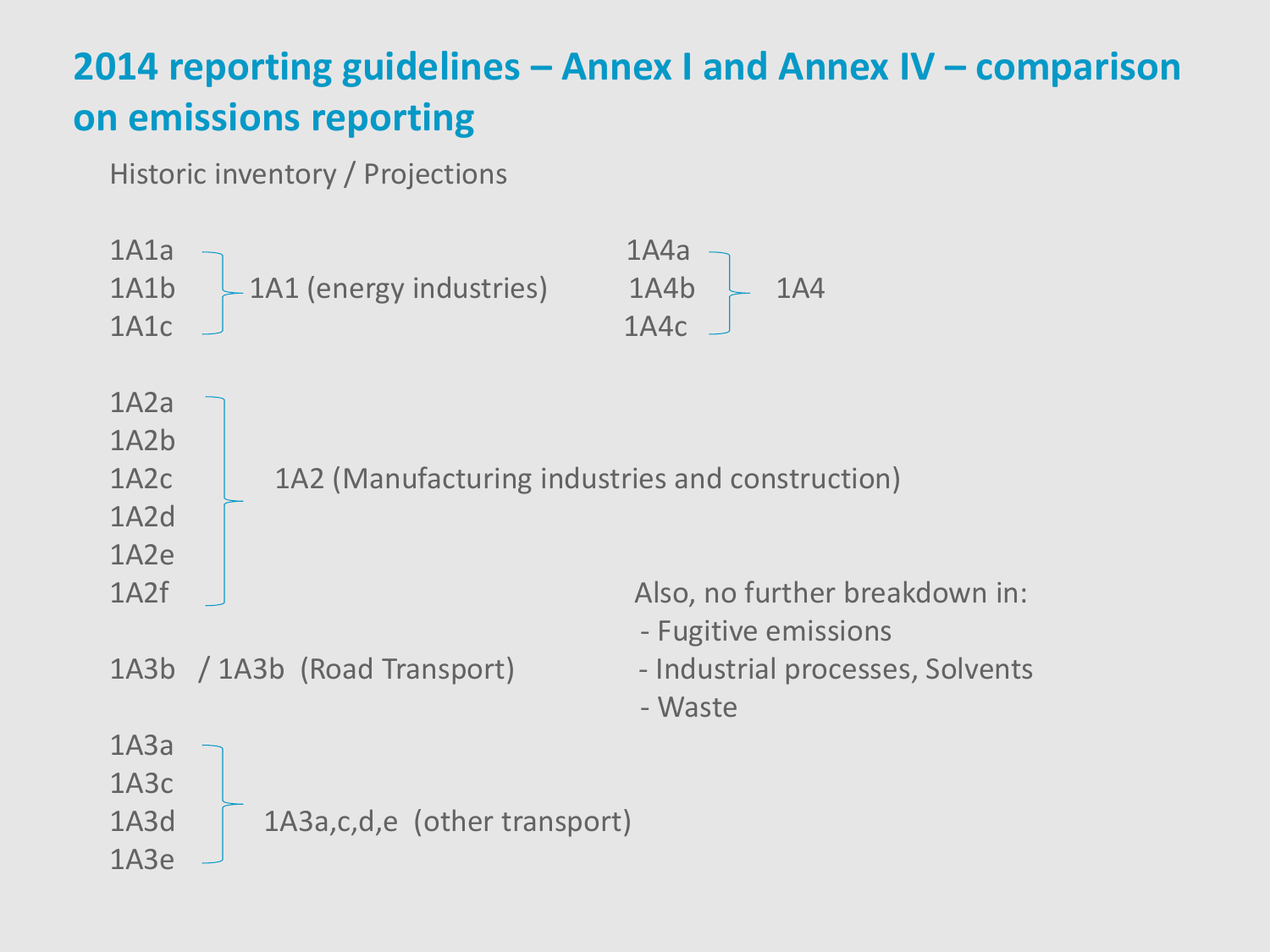# 2014 reporting guidelines – Annex I and Annex IV – comparison on emissions reporting

Historic inventory / Projections

| Historic inventory | Projections |
|---|---|
| 1A1a, 1A1b, 1A1c | 1A1 (energy industries) |
| 1A4a, 1A4b, 1A4c | 1A4 |
| 1A2a, 1A2b, 1A2c, 1A2d, 1A2e, 1A2f | 1A2 (Manufacturing industries and construction) |
| 1A3b | 1A3b (Road Transport) |
| 1A3a, 1A3c, 1A3d, 1A3e | 1A3a,c,d,e (other transport) |

Also, no further breakdown in:

- Fugitive emissions
- Industrial processes, Solvents
- Waste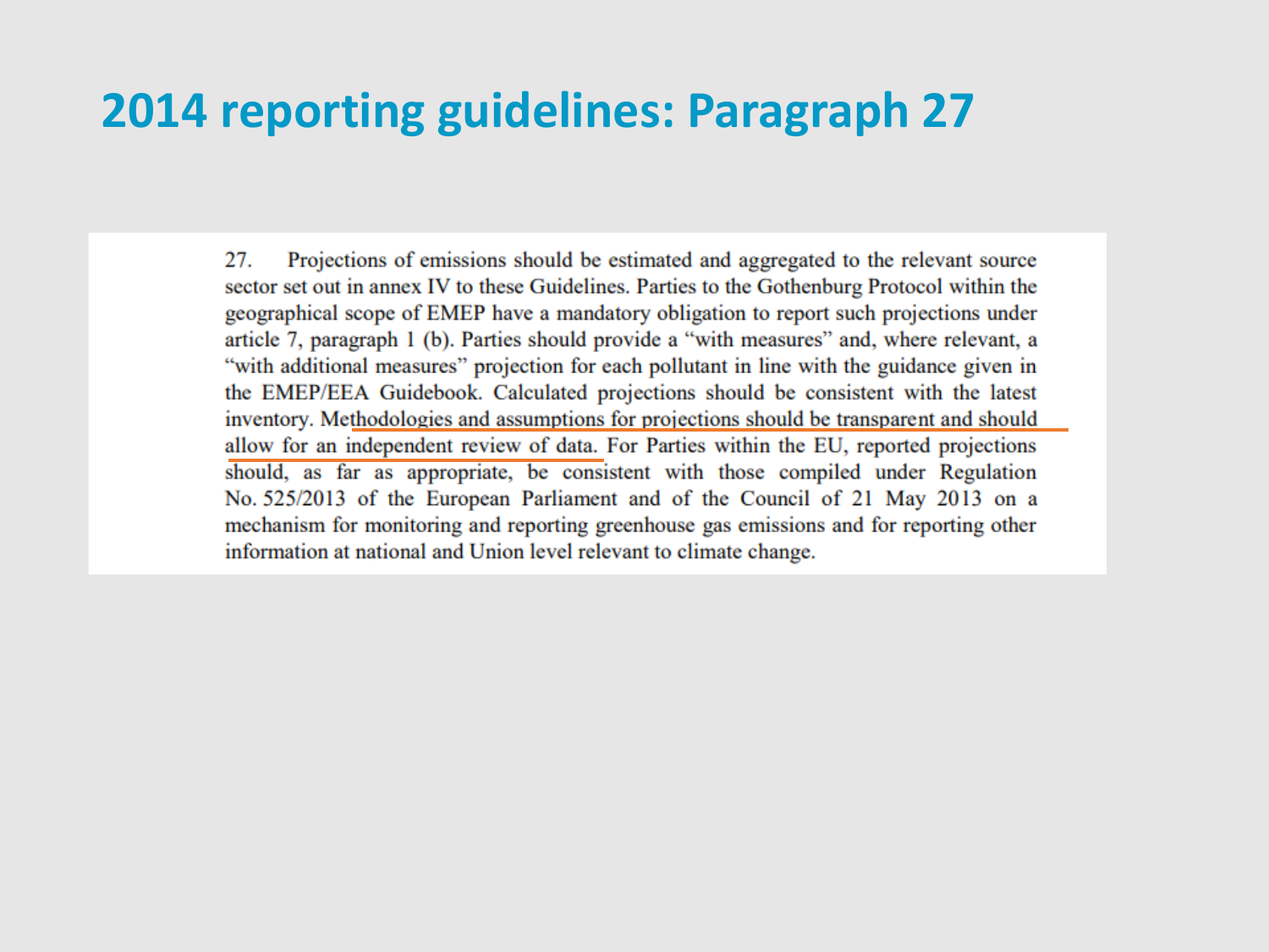# 2014 reporting guidelines: Paragraph 27

27. Projections of emissions should be estimated and aggregated to the relevant source sector set out in annex IV to these Guidelines. Parties to the Gothenburg Protocol within the geographical scope of EMEP have a mandatory obligation to report such projections under article 7, paragraph 1 (b). Parties should provide a "with measures" and, where relevant, a "with additional measures" projection for each pollutant in line with the guidance given in the EMEP/EEA Guidebook. Calculated projections should be consistent with the latest inventory. Methodologies and assumptions for projections should be transparent and should allow for an independent review of data. For Parties within the EU, reported projections should, as far as appropriate, be consistent with those compiled under Regulation No. 525/2013 of the European Parliament and of the Council of 21 May 2013 on a mechanism for monitoring and reporting greenhouse gas emissions and for reporting other information at national and Union level relevant to climate change.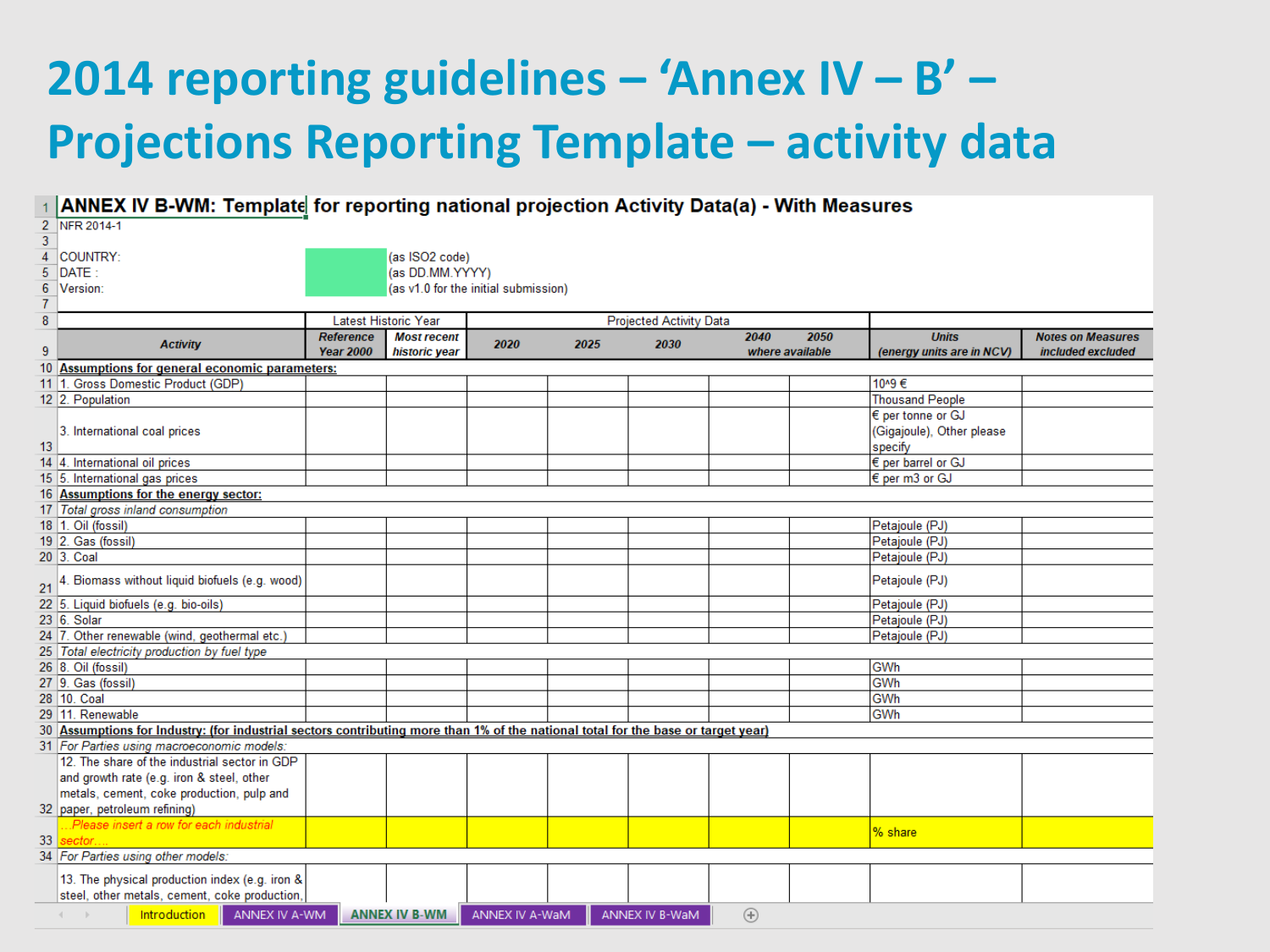# 2014 reporting guidelines – 'Annex IV – B' – Projections Reporting Template – activity data

**ANNEX IV B-WM: Template for reporting national projection Activity Data(a) - With Measures**

NFR 2014-1

COUNTRY: (as ISO2 code)
DATE : (as DD.MM.YYYY)
Version: (as v1.0 for the initial submission)

| Activity | Latest Historic Year | | Projected Activity Data | | | | | | |
|---|---|---|---|---|---|---|---|---|---|
| | Reference Year 2000 | Most recent historic year | 2020 | 2025 | 2030 | 2040 where available | 2050 where available | Units (energy units are in NCV) | Notes on Measures included excluded |
| **Assumptions for general economic parameters:** | | | | | | | | | |
| 1. Gross Domestic Product (GDP) | | | | | | | | 10^9 € | |
| 2. Population | | | | | | | | Thousand People | |
| 3. International coal prices | | | | | | | | € per tonne or GJ (Gigajoule), Other please specify | |
| 4. International oil prices | | | | | | | | € per barrel or GJ | |
| 5. International gas prices | | | | | | | | € per m3 or GJ | |
| **Assumptions for the energy sector:** | | | | | | | | | |
| *Total gross inland consumption* | | | | | | | | | |
| 1. Oil (fossil) | | | | | | | | Petajoule (PJ) | |
| 2. Gas (fossil) | | | | | | | | Petajoule (PJ) | |
| 3. Coal | | | | | | | | Petajoule (PJ) | |
| 4. Biomass without liquid biofuels (e.g. wood) | | | | | | | | Petajoule (PJ) | |
| 5. Liquid biofuels (e.g. bio-oils) | | | | | | | | Petajoule (PJ) | |
| 6. Solar | | | | | | | | Petajoule (PJ) | |
| 7. Other renewable (wind, geothermal etc.) | | | | | | | | Petajoule (PJ) | |
| *Total electricity production by fuel type* | | | | | | | | | |
| 8. Oil (fossil) | | | | | | | | GWh | |
| 9. Gas (fossil) | | | | | | | | GWh | |
| 10. Coal | | | | | | | | GWh | |
| 11. Renewable | | | | | | | | GWh | |
| **Assumptions for Industry: (for industrial sectors contributing more than 1% of the national total for the base or target year)** | | | | | | | | | |
| *For Parties using macroeconomic models:* | | | | | | | | | |
| 12. The share of the industrial sector in GDP and growth rate (e.g. iron & steel, other metals, cement, coke production, pulp and paper, petroleum refining) | | | | | | | | | |
| ...Please insert a row for each industrial sector.... | | | | | | | | % share | |
| *For Parties using other models:* | | | | | | | | | |
| 13. The physical production index (e.g. iron & steel, other metals, cement, coke production, | | | | | | | | | |

Sheets: Introduction | ANNEX IV A-WM | ANNEX IV B-WM | ANNEX IV A-WaM | ANNEX IV B-WaM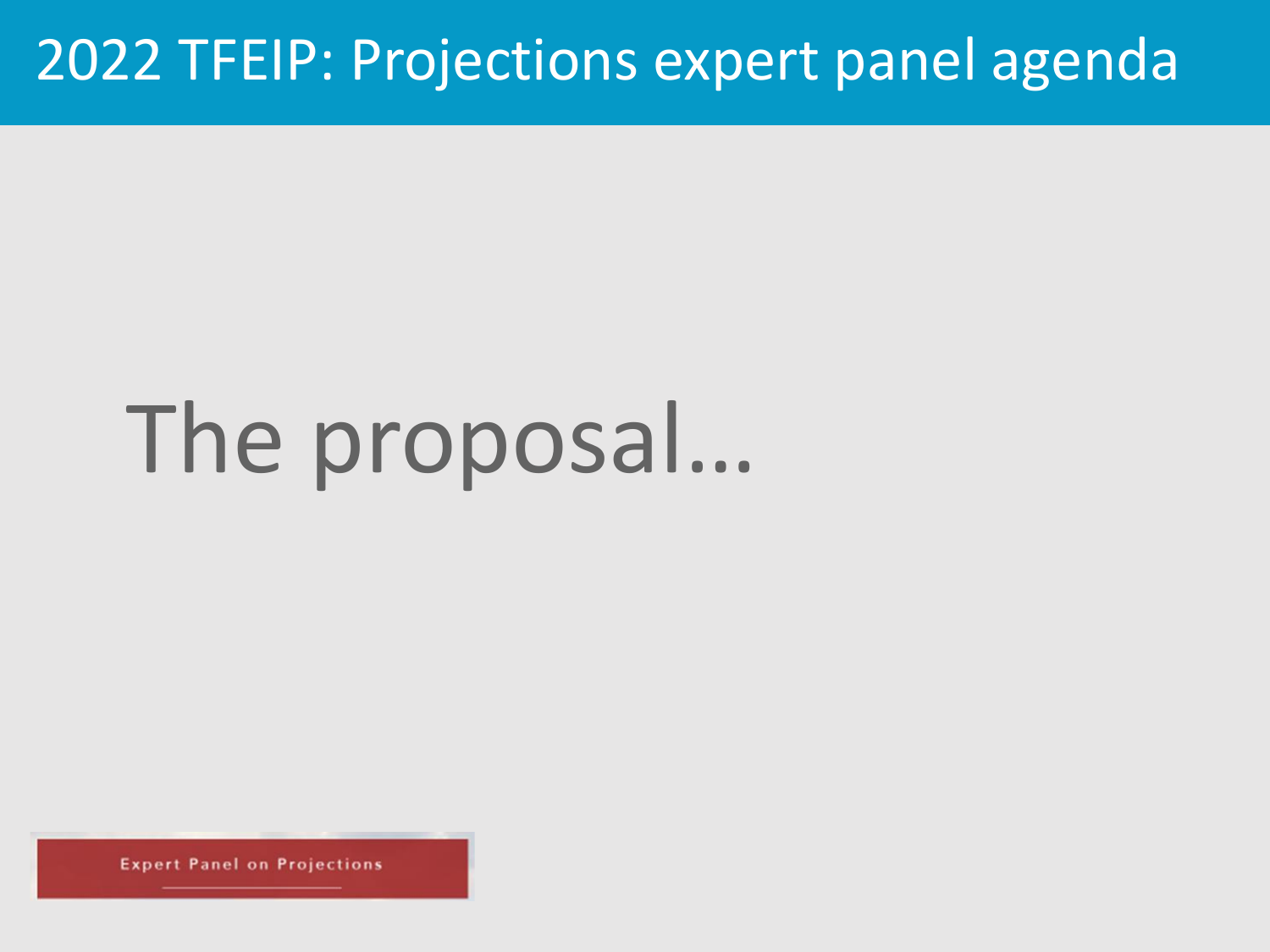# 2022 TFEIP: Projections expert panel agenda

The proposal…

Expert Panel on Projections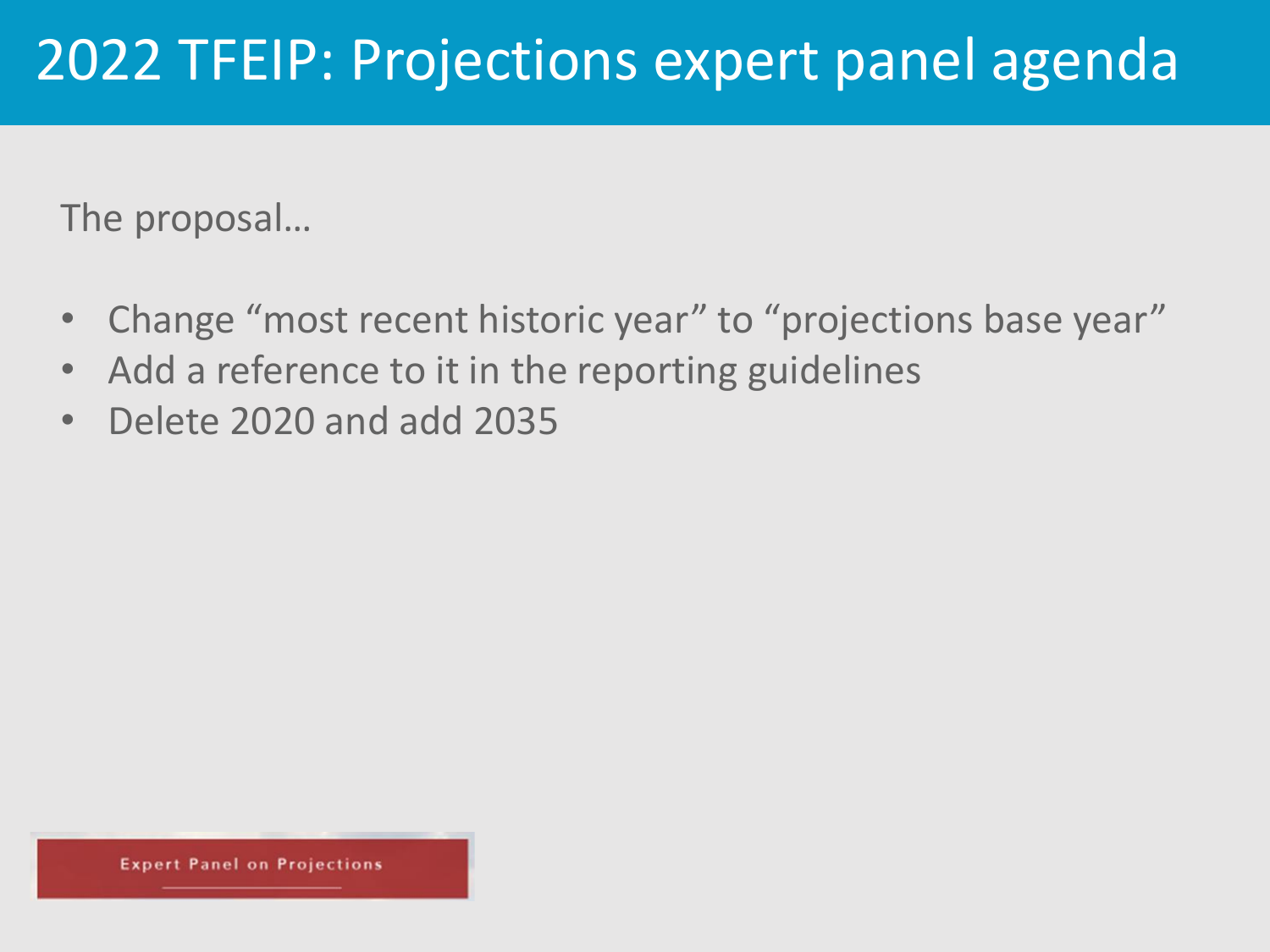# 2022 TFEIP: Projections expert panel agenda

The proposal…

- Change “most recent historic year” to “projections base year”
- Add a reference to it in the reporting guidelines
- Delete 2020 and add 2035

Expert Panel on Projections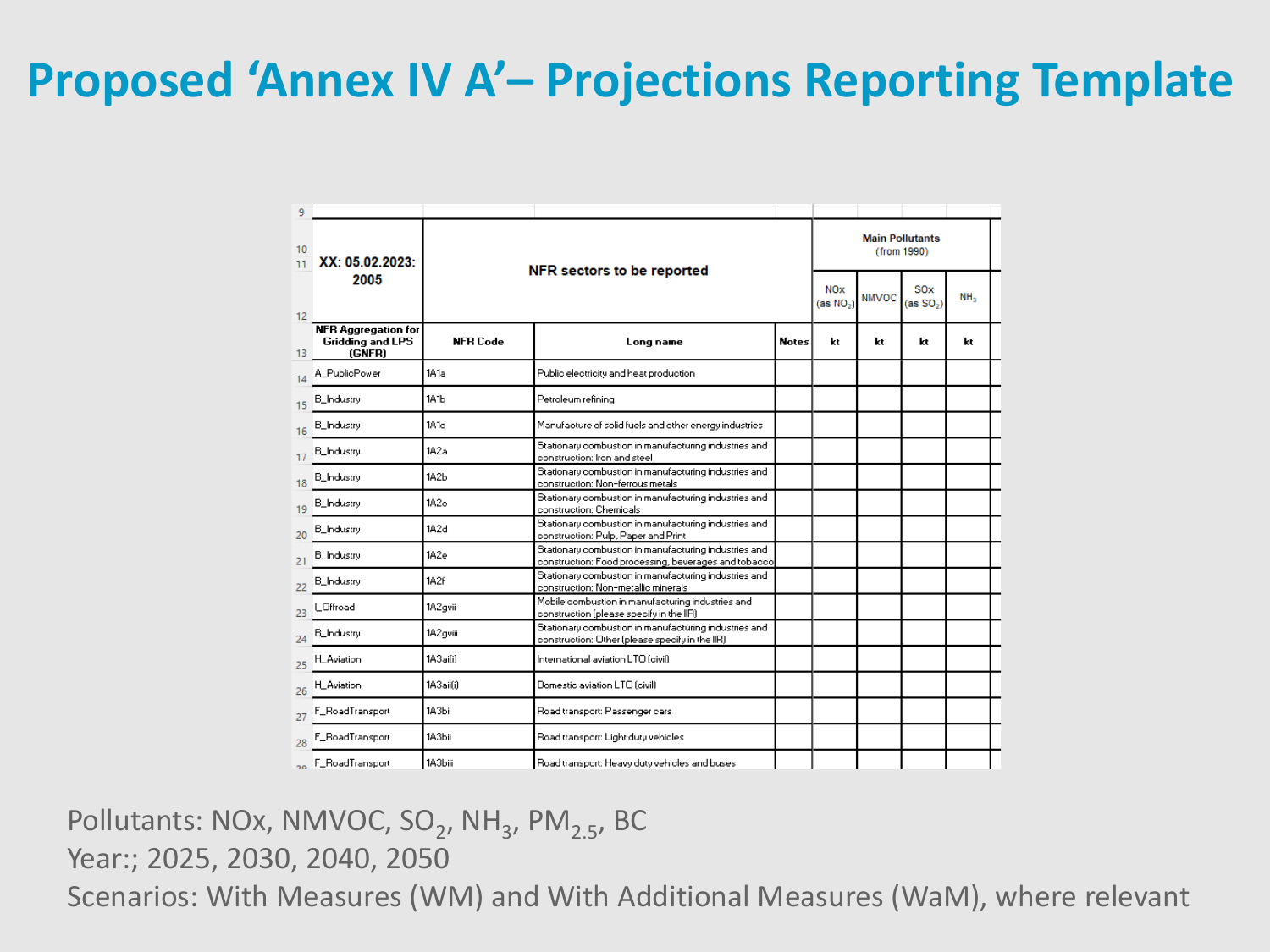# Proposed 'Annex IV A'– Projections Reporting Template

| XX: 05.02.2023: 2005 | NFR sectors to be reported | | | Main Pollutants (from 1990) | | | |
|---|---|---|---|---|---|---|---|
| | | | | NOx (as $NO_2$) | NMVOC | SOx (as $SO_2$) | $NH_3$ |
| NFR Aggregation for Gridding and LPS (GNFR) | NFR Code | Long name | Notes | kt | kt | kt | kt |
| A_PublicPower | 1A1a | Public electricity and heat production | | | | | |
| B_Industry | 1A1b | Petroleum refining | | | | | |
| B_Industry | 1A1c | Manufacture of solid fuels and other energy industries | | | | | |
| B_Industry | 1A2a | Stationary combustion in manufacturing industries and construction: Iron and steel | | | | | |
| B_Industry | 1A2b | Stationary combustion in manufacturing industries and construction: Non-ferrous metals | | | | | |
| B_Industry | 1A2c | Stationary combustion in manufacturing industries and construction: Chemicals | | | | | |
| B_Industry | 1A2d | Stationary combustion in manufacturing industries and construction: Pulp, Paper and Print | | | | | |
| B_Industry | 1A2e | Stationary combustion in manufacturing industries and construction: Food processing, beverages and tobacco | | | | | |
| B_Industry | 1A2f | Stationary combustion in manufacturing industries and construction: Non-metallic minerals | | | | | |
| I_Offroad | 1A2gvii | Mobile combustion in manufacturing industries and construction (please specify in the IIR) | | | | | |
| B_Industry | 1A2gviii | Stationary combustion in manufacturing industries and construction: Other (please specify in the IIR) | | | | | |
| H_Aviation | 1A3ai(i) | International aviation LTO (civil) | | | | | |
| H_Aviation | 1A3aii(i) | Domestic aviation LTO (civil) | | | | | |
| F_RoadTransport | 1A3bi | Road transport: Passenger cars | | | | | |
| F_RoadTransport | 1A3bii | Road transport: Light duty vehicles | | | | | |
| F_RoadTransport | 1A3biii | Road transport: Heavy duty vehicles and buses | | | | | |

Pollutants: NOx, NMVOC, $SO_2$, $NH_3$, $PM_{2.5}$, BC

Year:; 2025, 2030, 2040, 2050

Scenarios: With Measures (WM) and With Additional Measures (WaM), where relevant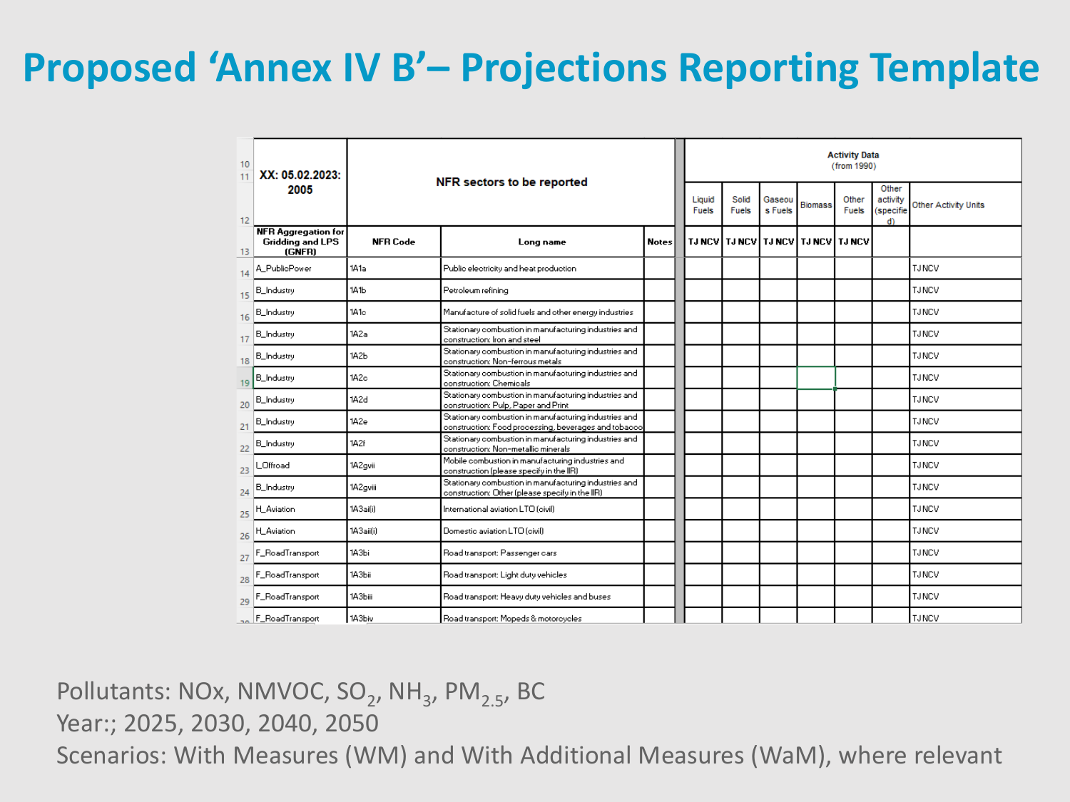# Proposed 'Annex IV B'– Projections Reporting Template

| XX: 05.02.2023: 2005 | NFR sectors to be reported | | | Activity Data (from 1990) | | | | | | |
|---|---|---|---|---|---|---|---|---|---|---|
| | | | | Liquid Fuels | Solid Fuels | Gaseous Fuels | Biomass | Other Fuels | Other activity (specified) | Other Activity Units |
| NFR Aggregation for Gridding and LPS (GNFR) | NFR Code | Long name | Notes | TJ NCV | TJ NCV | TJ NCV | TJ NCV | TJ NCV | | |
| A_PublicPower | 1A1a | Public electricity and heat production | | | | | | | | TJ NCV |
| B_Industry | 1A1b | Petroleum refining | | | | | | | | TJ NCV |
| B_Industry | 1A1c | Manufacture of solid fuels and other energy industries | | | | | | | | TJ NCV |
| B_Industry | 1A2a | Stationary combustion in manufacturing industries and construction: Iron and steel | | | | | | | | TJ NCV |
| B_Industry | 1A2b | Stationary combustion in manufacturing industries and construction: Non-ferrous metals | | | | | | | | TJ NCV |
| B_Industry | 1A2c | Stationary combustion in manufacturing industries and construction: Chemicals | | | | | | | | TJ NCV |
| B_Industry | 1A2d | Stationary combustion in manufacturing industries and construction: Pulp, Paper and Print | | | | | | | | TJ NCV |
| B_Industry | 1A2e | Stationary combustion in manufacturing industries and construction: Food processing, beverages and tobacco | | | | | | | | TJ NCV |
| B_Industry | 1A2f | Stationary combustion in manufacturing industries and construction: Non-metallic minerals | | | | | | | | TJ NCV |
| I_Offroad | 1A2gvii | Mobile combustion in manufacturing industries and construction (please specify in the IIR) | | | | | | | | TJ NCV |
| B_Industry | 1A2gviii | Stationary combustion in manufacturing industries and construction: Other (please specify in the IIR) | | | | | | | | TJ NCV |
| H_Aviation | 1A3ai(i) | International aviation LTO (civil) | | | | | | | | TJ NCV |
| H_Aviation | 1A3aii(i) | Domestic aviation LTO (civil) | | | | | | | | TJ NCV |
| F_RoadTransport | 1A3bi | Road transport: Passenger cars | | | | | | | | TJ NCV |
| F_RoadTransport | 1A3bii | Road transport: Light duty vehicles | | | | | | | | TJ NCV |
| F_RoadTransport | 1A3biii | Road transport: Heavy duty vehicles and buses | | | | | | | | TJ NCV |
| F_RoadTransport | 1A3biv | Road transport: Mopeds & motorcycles | | | | | | | | TJ NCV |

Pollutants: NOx, NMVOC, $SO_2$, $NH_3$, $PM_{2.5}$, BC

Year:; 2025, 2030, 2040, 2050

Scenarios: With Measures (WM) and With Additional Measures (WaM), where relevant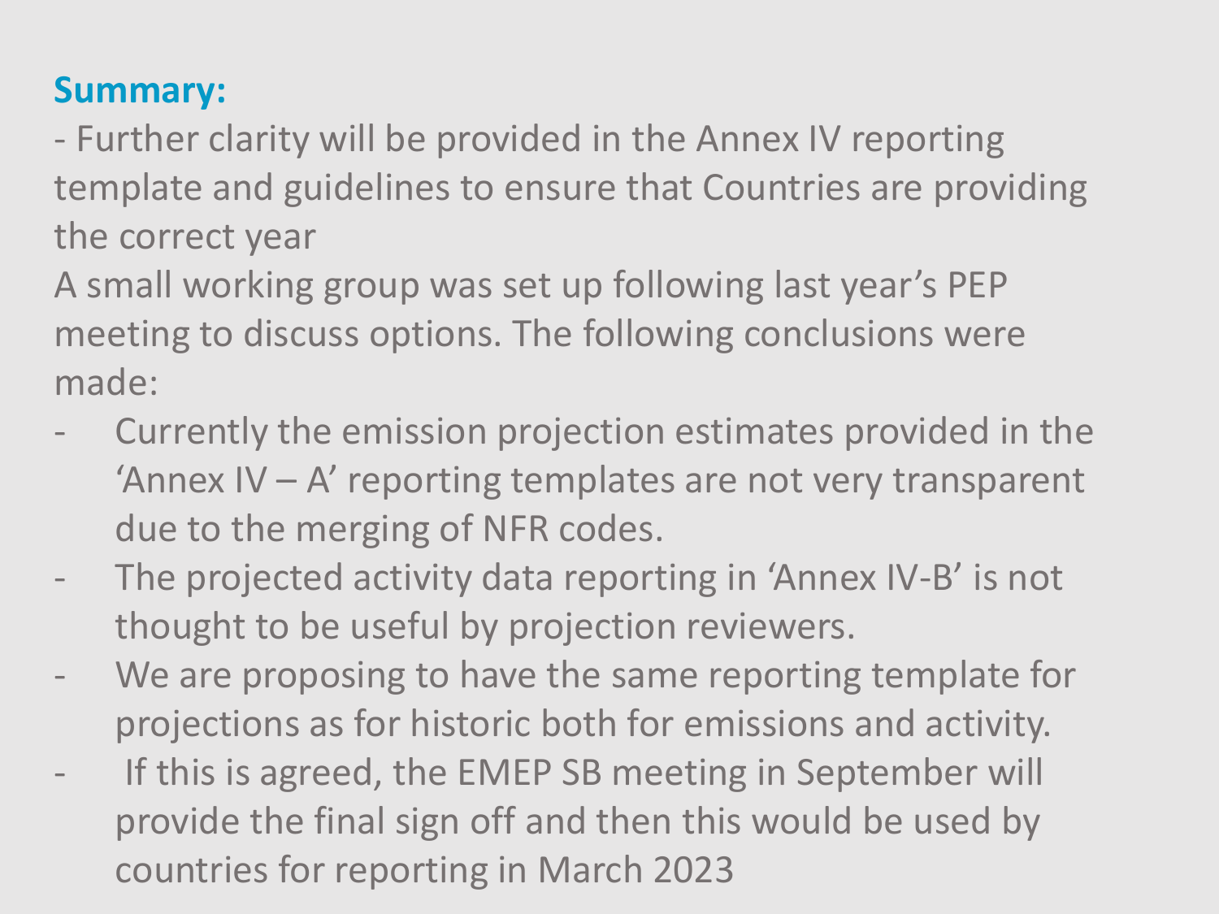**Summary:**

- Further clarity will be provided in the Annex IV reporting template and guidelines to ensure that Countries are providing the correct year

A small working group was set up following last year's PEP meeting to discuss options. The following conclusions were made:

- Currently the emission projection estimates provided in the 'Annex IV – A' reporting templates are not very transparent due to the merging of NFR codes.
- The projected activity data reporting in 'Annex IV-B' is not thought to be useful by projection reviewers.
- We are proposing to have the same reporting template for projections as for historic both for emissions and activity.
- If this is agreed, the EMEP SB meeting in September will provide the final sign off and then this would be used by countries for reporting in March 2023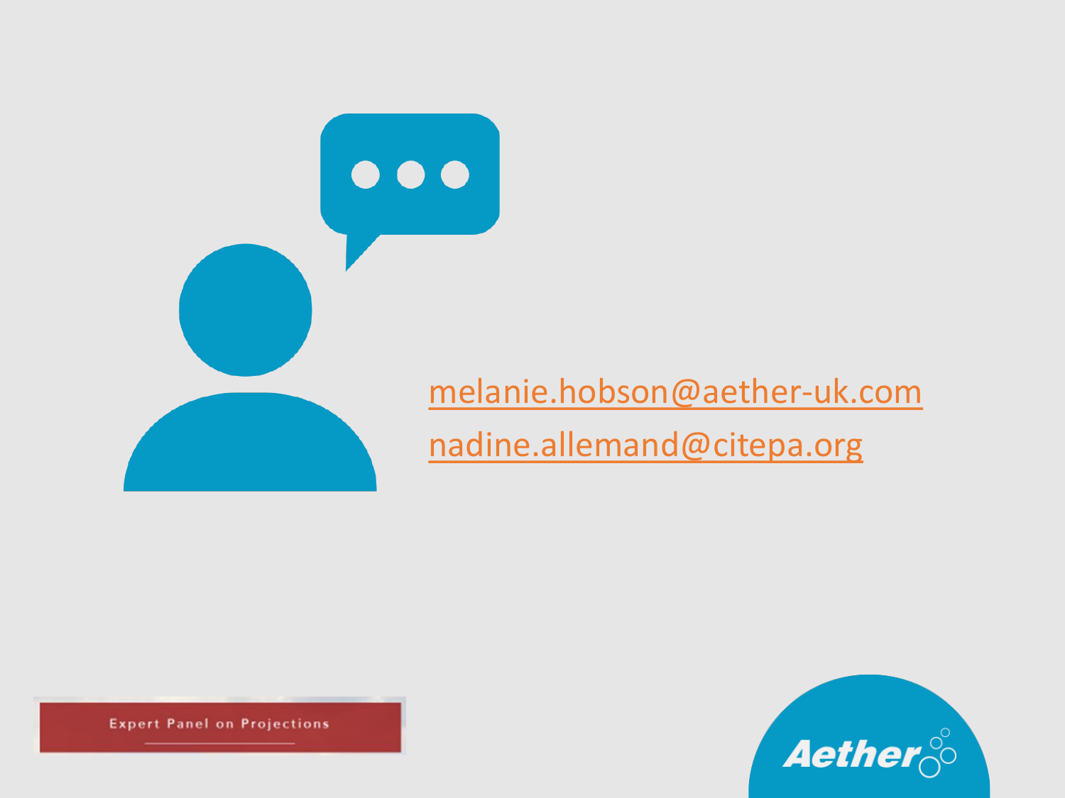melanie.hobson@aether-uk.com

nadine.allemand@citepa.org

Expert Panel on Projections

Aether